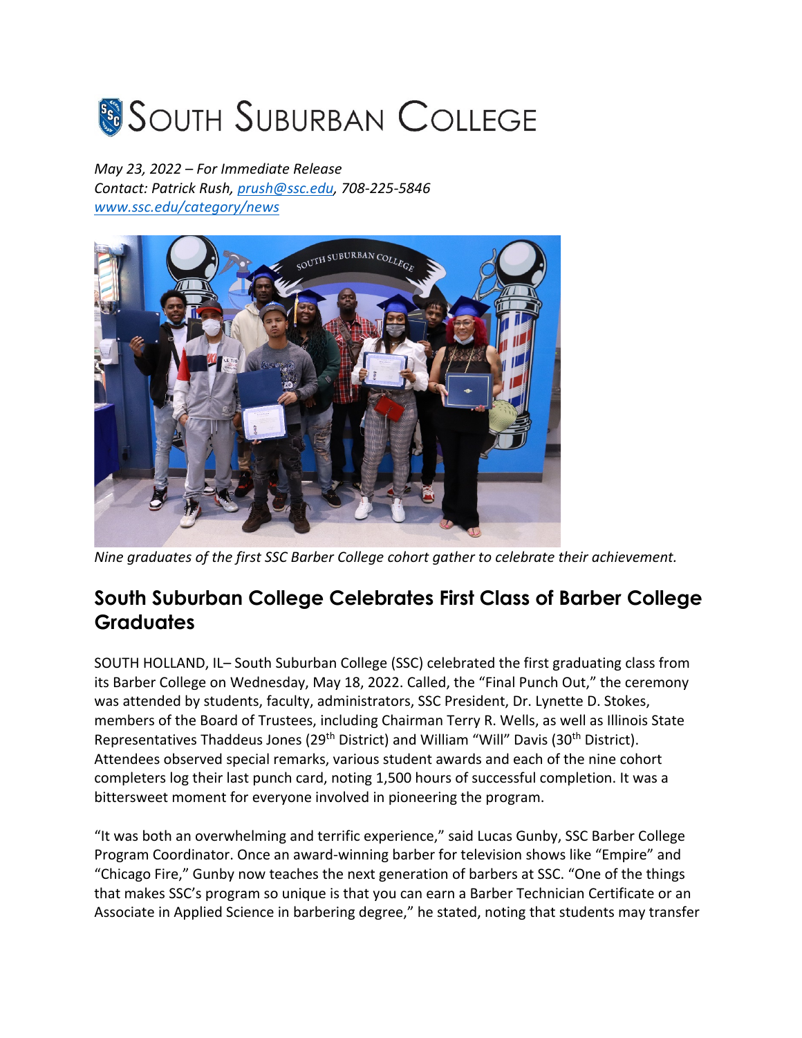# SOUTH SUBURBAN COLLEGE

*May 23, 2022 – For Immediate Release*
*Contact: Patrick Rush, prush@ssc.edu, 708-225-5846*
*www.ssc.edu/category/news*

*Nine graduates of the first SSC Barber College cohort gather to celebrate their achievement.*

## South Suburban College Celebrates First Class of Barber College Graduates

SOUTH HOLLAND, IL– South Suburban College (SSC) celebrated the first graduating class from its Barber College on Wednesday, May 18, 2022. Called, the "Final Punch Out," the ceremony was attended by students, faculty, administrators, SSC President, Dr. Lynette D. Stokes, members of the Board of Trustees, including Chairman Terry R. Wells, as well as Illinois State Representatives Thaddeus Jones (29th District) and William "Will" Davis (30th District). Attendees observed special remarks, various student awards and each of the nine cohort completers log their last punch card, noting 1,500 hours of successful completion. It was a bittersweet moment for everyone involved in pioneering the program.

"It was both an overwhelming and terrific experience," said Lucas Gunby, SSC Barber College Program Coordinator. Once an award-winning barber for television shows like "Empire" and "Chicago Fire," Gunby now teaches the next generation of barbers at SSC. "One of the things that makes SSC's program so unique is that you can earn a Barber Technician Certificate or an Associate in Applied Science in barbering degree," he stated, noting that students may transfer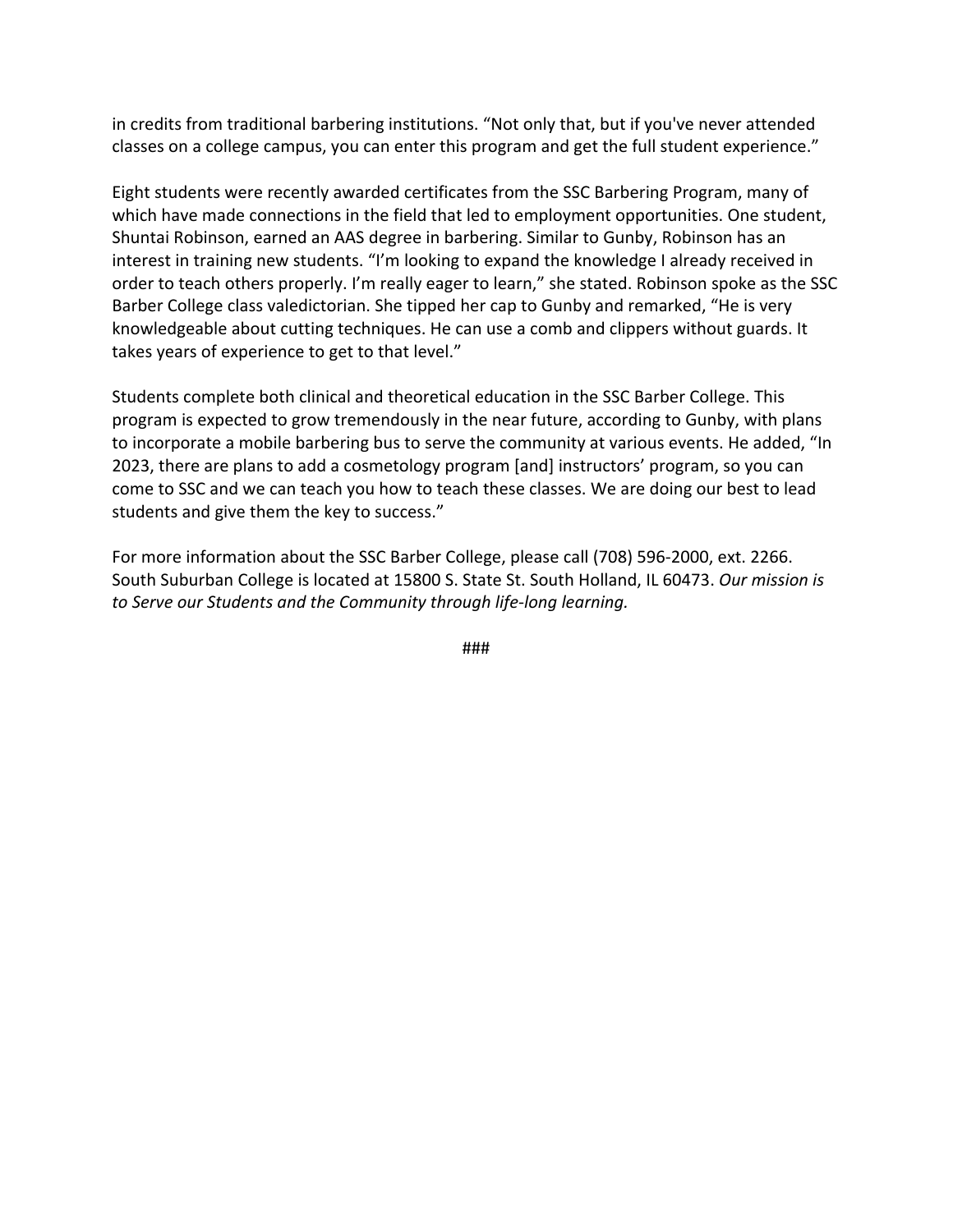in credits from traditional barbering institutions. “Not only that, but if you've never attended classes on a college campus, you can enter this program and get the full student experience.”

Eight students were recently awarded certificates from the SSC Barbering Program, many of which have made connections in the field that led to employment opportunities. One student, Shuntai Robinson, earned an AAS degree in barbering. Similar to Gunby, Robinson has an interest in training new students. “I’m looking to expand the knowledge I already received in order to teach others properly. I’m really eager to learn,” she stated. Robinson spoke as the SSC Barber College class valedictorian. She tipped her cap to Gunby and remarked, “He is very knowledgeable about cutting techniques. He can use a comb and clippers without guards. It takes years of experience to get to that level.”

Students complete both clinical and theoretical education in the SSC Barber College. This program is expected to grow tremendously in the near future, according to Gunby, with plans to incorporate a mobile barbering bus to serve the community at various events. He added, “In 2023, there are plans to add a cosmetology program [and] instructors’ program, so you can come to SSC and we can teach you how to teach these classes. We are doing our best to lead students and give them the key to success.”

For more information about the SSC Barber College, please call (708) 596-2000, ext. 2266. South Suburban College is located at 15800 S. State St. South Holland, IL 60473. *Our mission is to Serve our Students and the Community through life-long learning.*

###